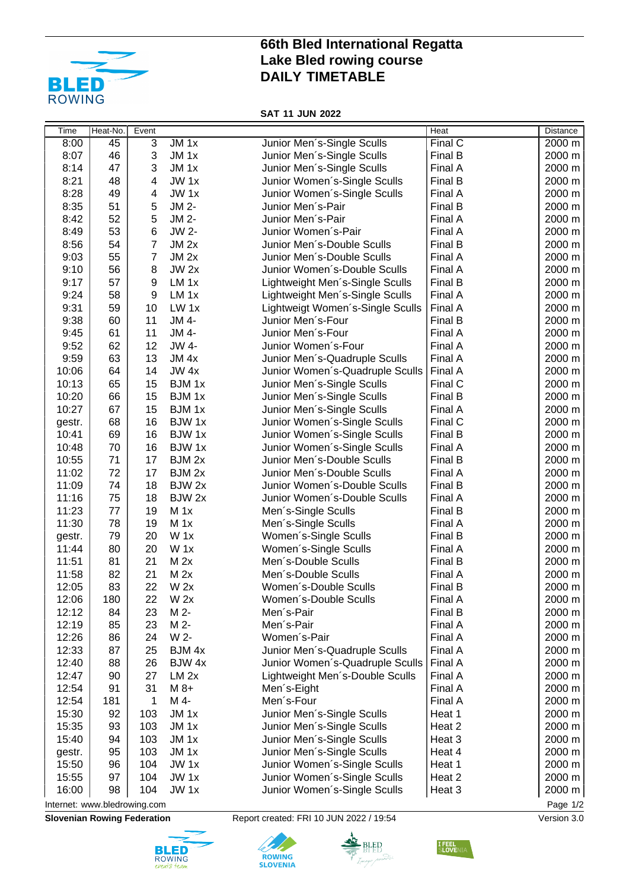# 66th Bled International Regatta
# Lake Bled rowing course
# DAILY TIMETABLE

**SAT 11 JUN 2022**

| Time | Heat-No. | Event | | | Heat | Distance |
|---|---|---|---|---|---|---|
| 8:00 | 45 | 3 | JM 1x | Junior Men´s-Single Sculls | Final C | 2000 m |
| 8:07 | 46 | 3 | JM 1x | Junior Men´s-Single Sculls | Final B | 2000 m |
| 8:14 | 47 | 3 | JM 1x | Junior Men´s-Single Sculls | Final A | 2000 m |
| 8:21 | 48 | 4 | JW 1x | Junior Women´s-Single Sculls | Final B | 2000 m |
| 8:28 | 49 | 4 | JW 1x | Junior Women´s-Single Sculls | Final A | 2000 m |
| 8:35 | 51 | 5 | JM 2- | Junior Men´s-Pair | Final B | 2000 m |
| 8:42 | 52 | 5 | JM 2- | Junior Men´s-Pair | Final A | 2000 m |
| 8:49 | 53 | 6 | JW 2- | Junior Women´s-Pair | Final A | 2000 m |
| 8:56 | 54 | 7 | JM 2x | Junior Men´s-Double Sculls | Final B | 2000 m |
| 9:03 | 55 | 7 | JM 2x | Junior Men´s-Double Sculls | Final A | 2000 m |
| 9:10 | 56 | 8 | JW 2x | Junior Women´s-Double Sculls | Final A | 2000 m |
| 9:17 | 57 | 9 | LM 1x | Lightweight Men´s-Single Sculls | Final B | 2000 m |
| 9:24 | 58 | 9 | LM 1x | Lightweight Men´s-Single Sculls | Final A | 2000 m |
| 9:31 | 59 | 10 | LW 1x | Lightweigt Women´s-Single Sculls | Final A | 2000 m |
| 9:38 | 60 | 11 | JM 4- | Junior Men´s-Four | Final B | 2000 m |
| 9:45 | 61 | 11 | JM 4- | Junior Men´s-Four | Final A | 2000 m |
| 9:52 | 62 | 12 | JW 4- | Junior Women´s-Four | Final A | 2000 m |
| 9:59 | 63 | 13 | JM 4x | Junior Men´s-Quadruple Sculls | Final A | 2000 m |
| 10:06 | 64 | 14 | JW 4x | Junior Women´s-Quadruple Sculls | Final A | 2000 m |
| 10:13 | 65 | 15 | BJM 1x | Junior Men´s-Single Sculls | Final C | 2000 m |
| 10:20 | 66 | 15 | BJM 1x | Junior Men´s-Single Sculls | Final B | 2000 m |
| 10:27 | 67 | 15 | BJM 1x | Junior Men´s-Single Sculls | Final A | 2000 m |
| gestr. | 68 | 16 | BJW 1x | Junior Women´s-Single Sculls | Final C | 2000 m |
| 10:41 | 69 | 16 | BJW 1x | Junior Women´s-Single Sculls | Final B | 2000 m |
| 10:48 | 70 | 16 | BJW 1x | Junior Women´s-Single Sculls | Final A | 2000 m |
| 10:55 | 71 | 17 | BJM 2x | Junior Men´s-Double Sculls | Final B | 2000 m |
| 11:02 | 72 | 17 | BJM 2x | Junior Men´s-Double Sculls | Final A | 2000 m |
| 11:09 | 74 | 18 | BJW 2x | Junior Women´s-Double Sculls | Final B | 2000 m |
| 11:16 | 75 | 18 | BJW 2x | Junior Women´s-Double Sculls | Final A | 2000 m |
| 11:23 | 77 | 19 | M 1x | Men´s-Single Sculls | Final B | 2000 m |
| 11:30 | 78 | 19 | M 1x | Men´s-Single Sculls | Final A | 2000 m |
| gestr. | 79 | 20 | W 1x | Women´s-Single Sculls | Final B | 2000 m |
| 11:44 | 80 | 20 | W 1x | Women´s-Single Sculls | Final A | 2000 m |
| 11:51 | 81 | 21 | M 2x | Men´s-Double Sculls | Final B | 2000 m |
| 11:58 | 82 | 21 | M 2x | Men´s-Double Sculls | Final A | 2000 m |
| 12:05 | 83 | 22 | W 2x | Women´s-Double Sculls | Final B | 2000 m |
| 12:06 | 180 | 22 | W 2x | Women´s-Double Sculls | Final A | 2000 m |
| 12:12 | 84 | 23 | M 2- | Men´s-Pair | Final B | 2000 m |
| 12:19 | 85 | 23 | M 2- | Men´s-Pair | Final A | 2000 m |
| 12:26 | 86 | 24 | W 2- | Women´s-Pair | Final A | 2000 m |
| 12:33 | 87 | 25 | BJM 4x | Junior Men´s-Quadruple Sculls | Final A | 2000 m |
| 12:40 | 88 | 26 | BJW 4x | Junior Women´s-Quadruple Sculls | Final A | 2000 m |
| 12:47 | 90 | 27 | LM 2x | Lightweight Men´s-Double Sculls | Final A | 2000 m |
| 12:54 | 91 | 31 | M 8+ | Men´s-Eight | Final A | 2000 m |
| 12:54 | 181 | 1 | M 4- | Men´s-Four | Final A | 2000 m |
| 15:30 | 92 | 103 | JM 1x | Junior Men´s-Single Sculls | Heat 1 | 2000 m |
| 15:35 | 93 | 103 | JM 1x | Junior Men´s-Single Sculls | Heat 2 | 2000 m |
| 15:40 | 94 | 103 | JM 1x | Junior Men´s-Single Sculls | Heat 3 | 2000 m |
| gestr. | 95 | 103 | JM 1x | Junior Men´s-Single Sculls | Heat 4 | 2000 m |
| 15:50 | 96 | 104 | JW 1x | Junior Women´s-Single Sculls | Heat 1 | 2000 m |
| 15:55 | 97 | 104 | JW 1x | Junior Women´s-Single Sculls | Heat 2 | 2000 m |
| 16:00 | 98 | 104 | JW 1x | Junior Women´s-Single Sculls | Heat 3 | 2000 m |

Internet: www.bledrowing.com

**Slovenian Rowing Federation** Report created: FRI 10 JUN 2022 / 19:54 Version 3.0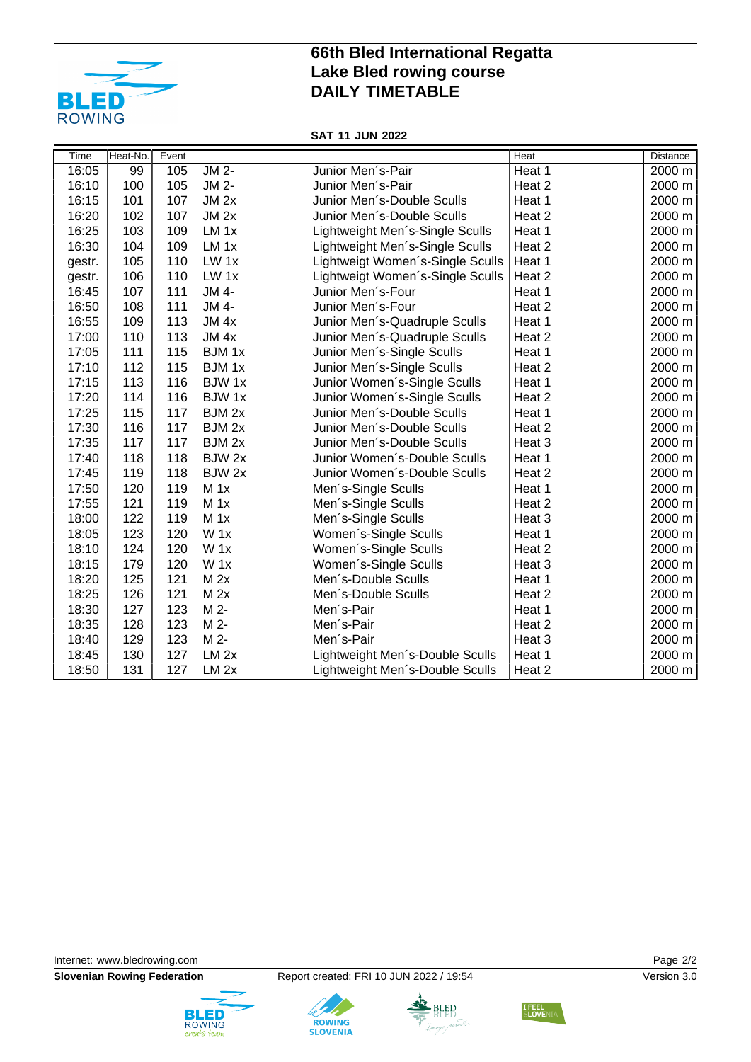# 66th Bled International Regatta
# Lake Bled rowing course
# DAILY TIMETABLE

**SAT 11 JUN 2022**

| Time | Heat-No. | Event | | | Heat | Distance |
|---|---|---|---|---|---|---|
| 16:05 | 99 | 105 | JM 2- | Junior Men´s-Pair | Heat 1 | 2000 m |
| 16:10 | 100 | 105 | JM 2- | Junior Men´s-Pair | Heat 2 | 2000 m |
| 16:15 | 101 | 107 | JM 2x | Junior Men´s-Double Sculls | Heat 1 | 2000 m |
| 16:20 | 102 | 107 | JM 2x | Junior Men´s-Double Sculls | Heat 2 | 2000 m |
| 16:25 | 103 | 109 | LM 1x | Lightweight Men´s-Single Sculls | Heat 1 | 2000 m |
| 16:30 | 104 | 109 | LM 1x | Lightweight Men´s-Single Sculls | Heat 2 | 2000 m |
| gestr. | 105 | 110 | LW 1x | Lightweigt Women´s-Single Sculls | Heat 1 | 2000 m |
| gestr. | 106 | 110 | LW 1x | Lightweigt Women´s-Single Sculls | Heat 2 | 2000 m |
| 16:45 | 107 | 111 | JM 4- | Junior Men´s-Four | Heat 1 | 2000 m |
| 16:50 | 108 | 111 | JM 4- | Junior Men´s-Four | Heat 2 | 2000 m |
| 16:55 | 109 | 113 | JM 4x | Junior Men´s-Quadruple Sculls | Heat 1 | 2000 m |
| 17:00 | 110 | 113 | JM 4x | Junior Men´s-Quadruple Sculls | Heat 2 | 2000 m |
| 17:05 | 111 | 115 | BJM 1x | Junior Men´s-Single Sculls | Heat 1 | 2000 m |
| 17:10 | 112 | 115 | BJM 1x | Junior Men´s-Single Sculls | Heat 2 | 2000 m |
| 17:15 | 113 | 116 | BJW 1x | Junior Women´s-Single Sculls | Heat 1 | 2000 m |
| 17:20 | 114 | 116 | BJW 1x | Junior Women´s-Single Sculls | Heat 2 | 2000 m |
| 17:25 | 115 | 117 | BJM 2x | Junior Men´s-Double Sculls | Heat 1 | 2000 m |
| 17:30 | 116 | 117 | BJM 2x | Junior Men´s-Double Sculls | Heat 2 | 2000 m |
| 17:35 | 117 | 117 | BJM 2x | Junior Men´s-Double Sculls | Heat 3 | 2000 m |
| 17:40 | 118 | 118 | BJW 2x | Junior Women´s-Double Sculls | Heat 1 | 2000 m |
| 17:45 | 119 | 118 | BJW 2x | Junior Women´s-Double Sculls | Heat 2 | 2000 m |
| 17:50 | 120 | 119 | M 1x | Men´s-Single Sculls | Heat 1 | 2000 m |
| 17:55 | 121 | 119 | M 1x | Men´s-Single Sculls | Heat 2 | 2000 m |
| 18:00 | 122 | 119 | M 1x | Men´s-Single Sculls | Heat 3 | 2000 m |
| 18:05 | 123 | 120 | W 1x | Women´s-Single Sculls | Heat 1 | 2000 m |
| 18:10 | 124 | 120 | W 1x | Women´s-Single Sculls | Heat 2 | 2000 m |
| 18:15 | 179 | 120 | W 1x | Women´s-Single Sculls | Heat 3 | 2000 m |
| 18:20 | 125 | 121 | M 2x | Men´s-Double Sculls | Heat 1 | 2000 m |
| 18:25 | 126 | 121 | M 2x | Men´s-Double Sculls | Heat 2 | 2000 m |
| 18:30 | 127 | 123 | M 2- | Men´s-Pair | Heat 1 | 2000 m |
| 18:35 | 128 | 123 | M 2- | Men´s-Pair | Heat 2 | 2000 m |
| 18:40 | 129 | 123 | M 2- | Men´s-Pair | Heat 3 | 2000 m |
| 18:45 | 130 | 127 | LM 2x | Lightweight Men´s-Double Sculls | Heat 1 | 2000 m |
| 18:50 | 131 | 127 | LM 2x | Lightweight Men´s-Double Sculls | Heat 2 | 2000 m |

Internet: www.bledrowing.com

**Slovenian Rowing Federation** Report created: FRI 10 JUN 2022 / 19:54 Version 3.0